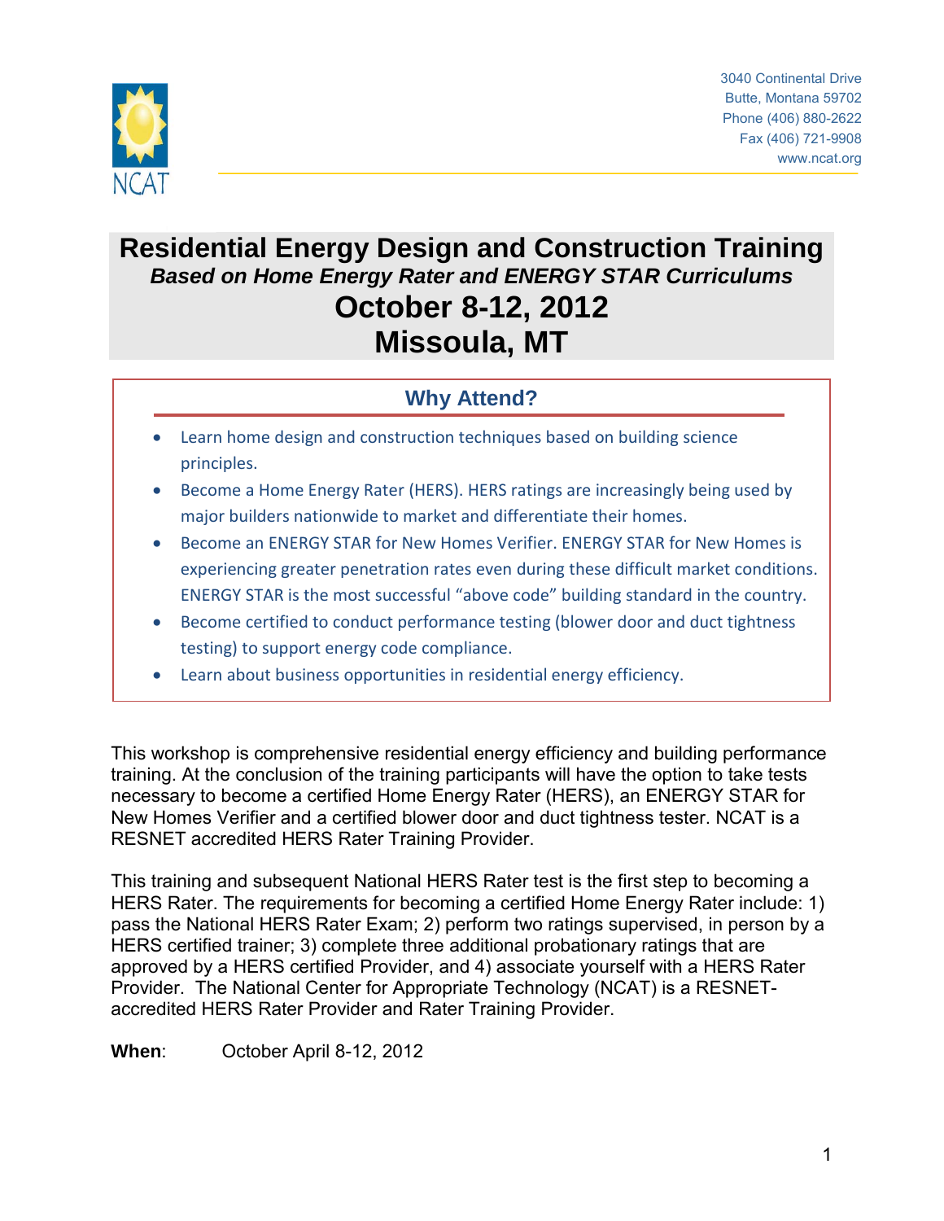NCAT

3040 Continental Drive
Butte, Montana 59702
Phone (406) 880-2622
Fax (406) 721-9908
www.ncat.org

# Residential Energy Design and Construction Training

***Based on Home Energy Rater and ENERGY STAR Curriculums***

## October 8-12, 2012
## Missoula, MT

### Why Attend?

- Learn home design and construction techniques based on building science principles.
- Become a Home Energy Rater (HERS). HERS ratings are increasingly being used by major builders nationwide to market and differentiate their homes.
- Become an ENERGY STAR for New Homes Verifier. ENERGY STAR for New Homes is experiencing greater penetration rates even during these difficult market conditions. ENERGY STAR is the most successful “above code” building standard in the country.
- Become certified to conduct performance testing (blower door and duct tightness testing) to support energy code compliance.
- Learn about business opportunities in residential energy efficiency.

This workshop is comprehensive residential energy efficiency and building performance training. At the conclusion of the training participants will have the option to take tests necessary to become a certified Home Energy Rater (HERS), an ENERGY STAR for New Homes Verifier and a certified blower door and duct tightness tester. NCAT is a RESNET accredited HERS Rater Training Provider.

This training and subsequent National HERS Rater test is the first step to becoming a HERS Rater. The requirements for becoming a certified Home Energy Rater include: 1) pass the National HERS Rater Exam; 2) perform two ratings supervised, in person by a HERS certified trainer; 3) complete three additional probationary ratings that are approved by a HERS certified Provider, and 4) associate yourself with a HERS Rater Provider. The National Center for Appropriate Technology (NCAT) is a RESNET-accredited HERS Rater Provider and Rater Training Provider.

**When**: October April 8-12, 2012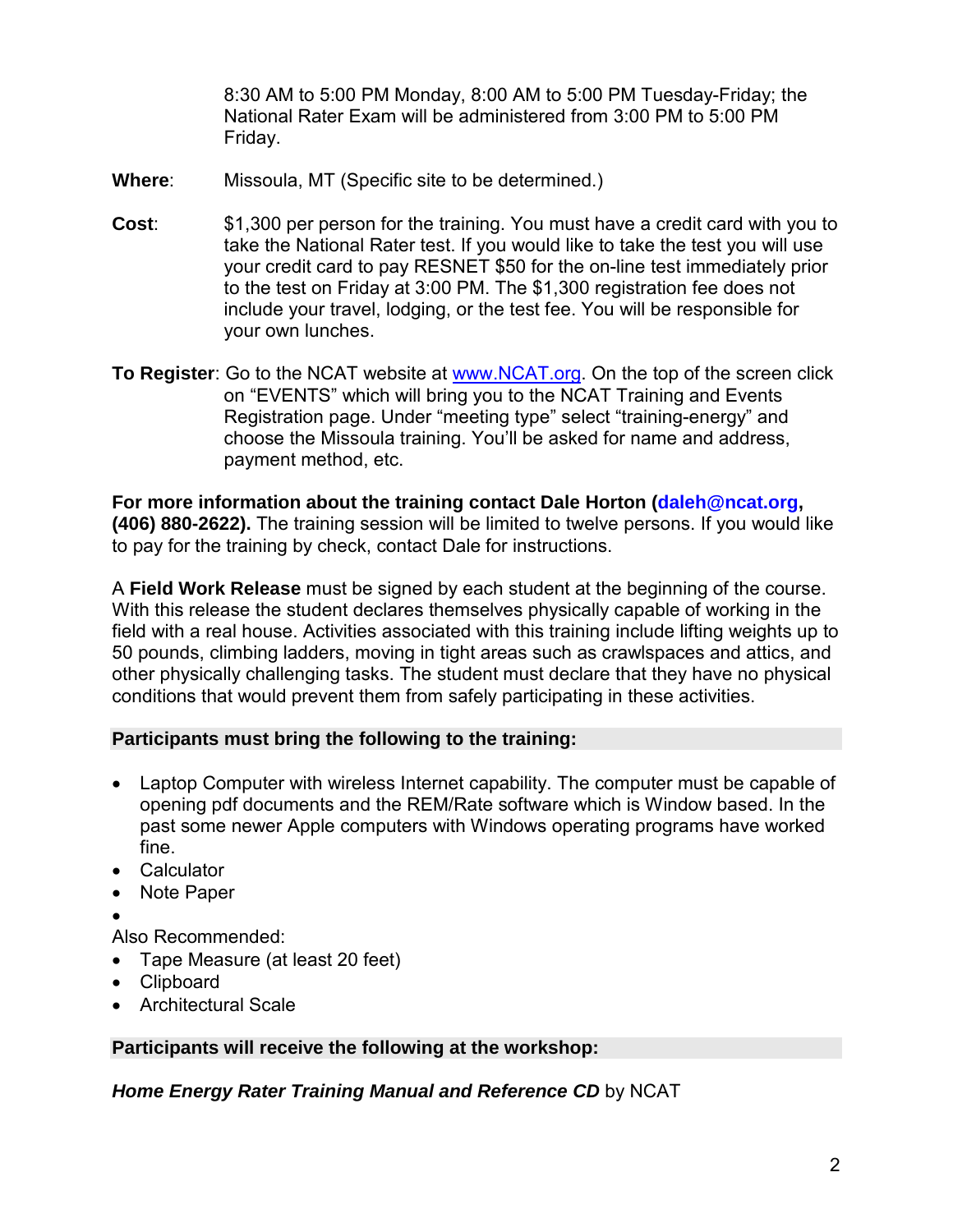8:30 AM to 5:00 PM Monday, 8:00 AM to 5:00 PM Tuesday-Friday; the National Rater Exam will be administered from 3:00 PM to 5:00 PM Friday.

**Where**: Missoula, MT (Specific site to be determined.)

**Cost**: $1,300 per person for the training. You must have a credit card with you to take the National Rater test. If you would like to take the test you will use your credit card to pay RESNET $50 for the on-line test immediately prior to the test on Friday at 3:00 PM. The $1,300 registration fee does not include your travel, lodging, or the test fee. You will be responsible for your own lunches.

**To Register**: Go to the NCAT website at www.NCAT.org. On the top of the screen click on "EVENTS" which will bring you to the NCAT Training and Events Registration page. Under "meeting type" select "training-energy" and choose the Missoula training. You'll be asked for name and address, payment method, etc.

**For more information about the training contact Dale Horton (daleh@ncat.org, (406) 880-2622).** The training session will be limited to twelve persons. If you would like to pay for the training by check, contact Dale for instructions.

A **Field Work Release** must be signed by each student at the beginning of the course. With this release the student declares themselves physically capable of working in the field with a real house. Activities associated with this training include lifting weights up to 50 pounds, climbing ladders, moving in tight areas such as crawlspaces and attics, and other physically challenging tasks. The student must declare that they have no physical conditions that would prevent them from safely participating in these activities.

**Participants must bring the following to the training:**

- Laptop Computer with wireless Internet capability. The computer must be capable of opening pdf documents and the REM/Rate software which is Window based. In the past some newer Apple computers with Windows operating programs have worked fine.
- Calculator
- Note Paper
- 

Also Recommended:

- Tape Measure (at least 20 feet)
- Clipboard
- Architectural Scale

**Participants will receive the following at the workshop:**

***Home Energy Rater Training Manual and Reference CD*** by NCAT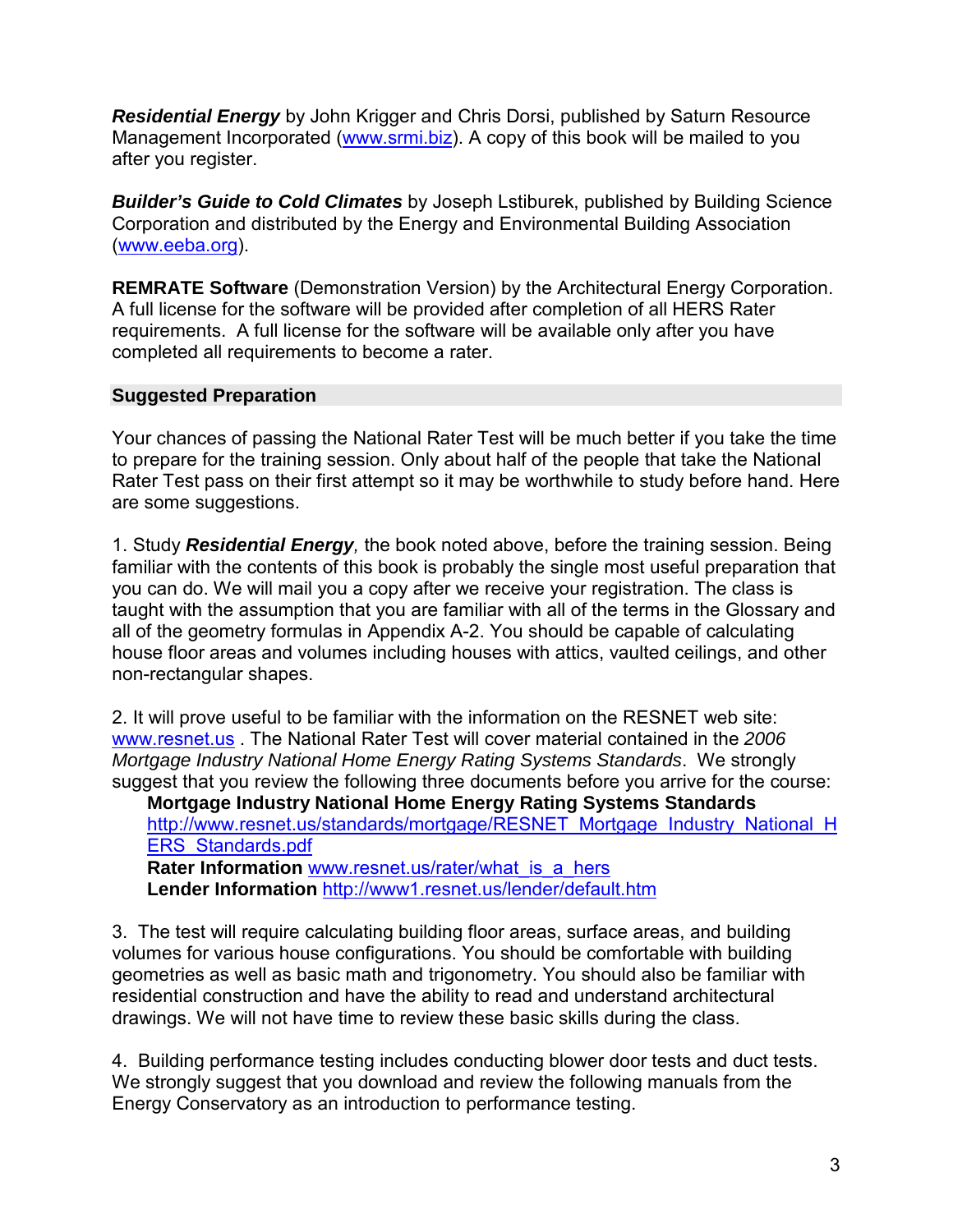***Residential Energy*** by John Krigger and Chris Dorsi, published by Saturn Resource Management Incorporated (www.srmi.biz). A copy of this book will be mailed to you after you register.

***Builder's Guide to Cold Climates*** by Joseph Lstiburek, published by Building Science Corporation and distributed by the Energy and Environmental Building Association (www.eeba.org).

**REMRATE Software** (Demonstration Version) by the Architectural Energy Corporation. A full license for the software will be provided after completion of all HERS Rater requirements. A full license for the software will be available only after you have completed all requirements to become a rater.

## Suggested Preparation

Your chances of passing the National Rater Test will be much better if you take the time to prepare for the training session. Only about half of the people that take the National Rater Test pass on their first attempt so it may be worthwhile to study before hand. Here are some suggestions.

1. Study ***Residential Energy****,* the book noted above, before the training session. Being familiar with the contents of this book is probably the single most useful preparation that you can do. We will mail you a copy after we receive your registration. The class is taught with the assumption that you are familiar with all of the terms in the Glossary and all of the geometry formulas in Appendix A-2. You should be capable of calculating house floor areas and volumes including houses with attics, vaulted ceilings, and other non-rectangular shapes.

2. It will prove useful to be familiar with the information on the RESNET web site: www.resnet.us . The National Rater Test will cover material contained in the *2006 Mortgage Industry National Home Energy Rating Systems Standards*. We strongly suggest that you review the following three documents before you arrive for the course:
   **Mortgage Industry National Home Energy Rating Systems Standards** http://www.resnet.us/standards/mortgage/RESNET_Mortgage_Industry_National_HERS_Standards.pdf
   **Rater Information** www.resnet.us/rater/what_is_a_hers
   **Lender Information** http://www1.resnet.us/lender/default.htm

3. The test will require calculating building floor areas, surface areas, and building volumes for various house configurations. You should be comfortable with building geometries as well as basic math and trigonometry. You should also be familiar with residential construction and have the ability to read and understand architectural drawings. We will not have time to review these basic skills during the class.

4. Building performance testing includes conducting blower door tests and duct tests. We strongly suggest that you download and review the following manuals from the Energy Conservatory as an introduction to performance testing.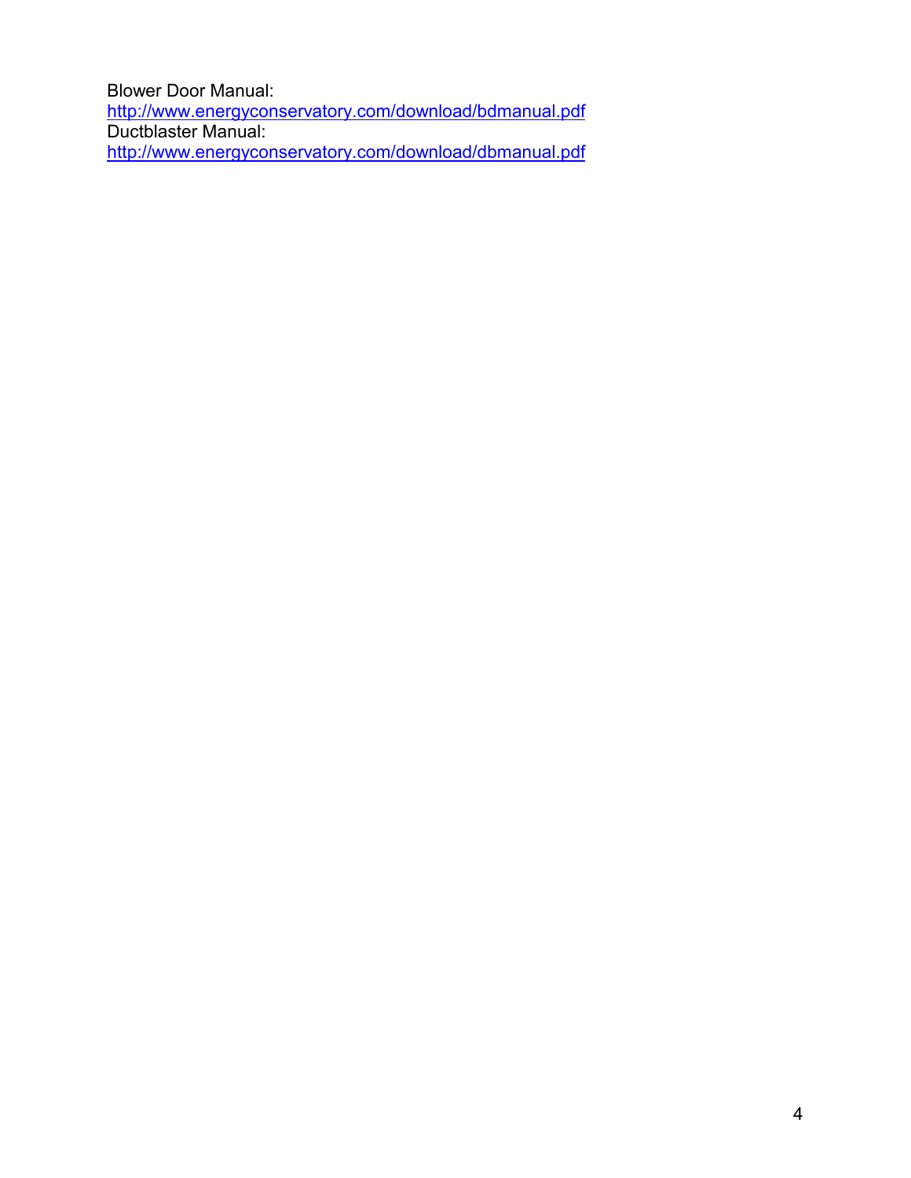Blower Door Manual:
[http://www.energyconservatory.com/download/bdmanual.pdf](http://www.energyconservatory.com/download/bdmanual.pdf)
Ductblaster Manual:
[http://www.energyconservatory.com/download/dbmanual.pdf](http://www.energyconservatory.com/download/dbmanual.pdf)